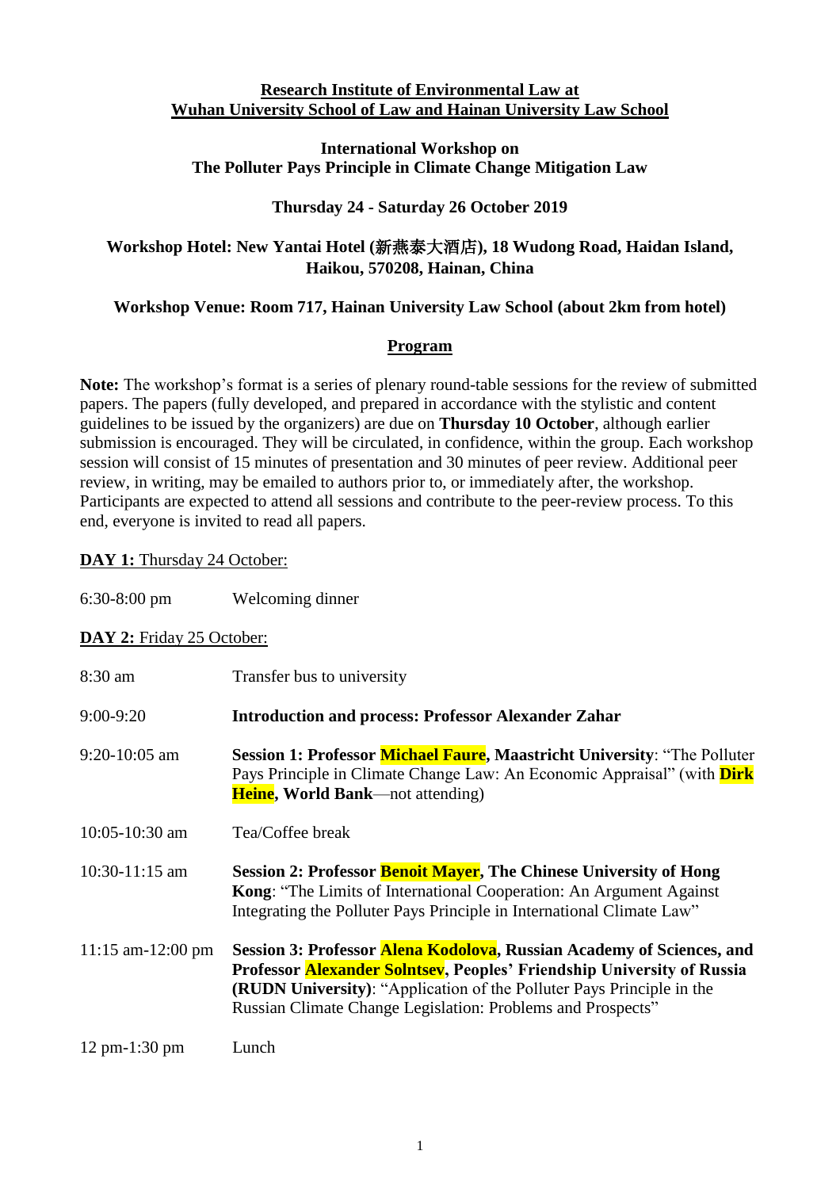**Research Institute of Environmental Law at**
**Wuhan University School of Law and Hainan University Law School**

**International Workshop on**
**The Polluter Pays Principle in Climate Change Mitigation Law**

**Thursday 24 - Saturday 26 October 2019**

**Workshop Hotel: New Yantai Hotel (新燕泰大酒店), 18 Wudong Road, Haidan Island, Haikou, 570208, Hainan, China**

**Workshop Venue: Room 717, Hainan University Law School (about 2km from hotel)**

## Program

**Note:** The workshop's format is a series of plenary round-table sessions for the review of submitted papers. The papers (fully developed, and prepared in accordance with the stylistic and content guidelines to be issued by the organizers) are due on **Thursday 10 October**, although earlier submission is encouraged. They will be circulated, in confidence, within the group. Each workshop session will consist of 15 minutes of presentation and 30 minutes of peer review. Additional peer review, in writing, may be emailed to authors prior to, or immediately after, the workshop. Participants are expected to attend all sessions and contribute to the peer-review process. To this end, everyone is invited to read all papers.

**DAY 1:** Thursday 24 October:

| | |
|---|---|
| 6:30-8:00 pm | Welcoming dinner |

**DAY 2:** Friday 25 October:

| | |
|---|---|
| 8:30 am | Transfer bus to university |
| 9:00-9:20 | **Introduction and process: Professor Alexander Zahar** |
| 9:20-10:05 am | **Session 1: Professor Michael Faure, Maastricht University**: "The Polluter Pays Principle in Climate Change Law: An Economic Appraisal" (with **Dirk Heine, World Bank**—not attending) |
| 10:05-10:30 am | Tea/Coffee break |
| 10:30-11:15 am | **Session 2: Professor Benoit Mayer, The Chinese University of Hong Kong**: "The Limits of International Cooperation: An Argument Against Integrating the Polluter Pays Principle in International Climate Law" |
| 11:15 am-12:00 pm | **Session 3: Professor Alena Kodolova, Russian Academy of Sciences, and Professor Alexander Solntsev, Peoples' Friendship University of Russia (RUDN University)**: "Application of the Polluter Pays Principle in the Russian Climate Change Legislation: Problems and Prospects" |
| 12 pm-1:30 pm | Lunch |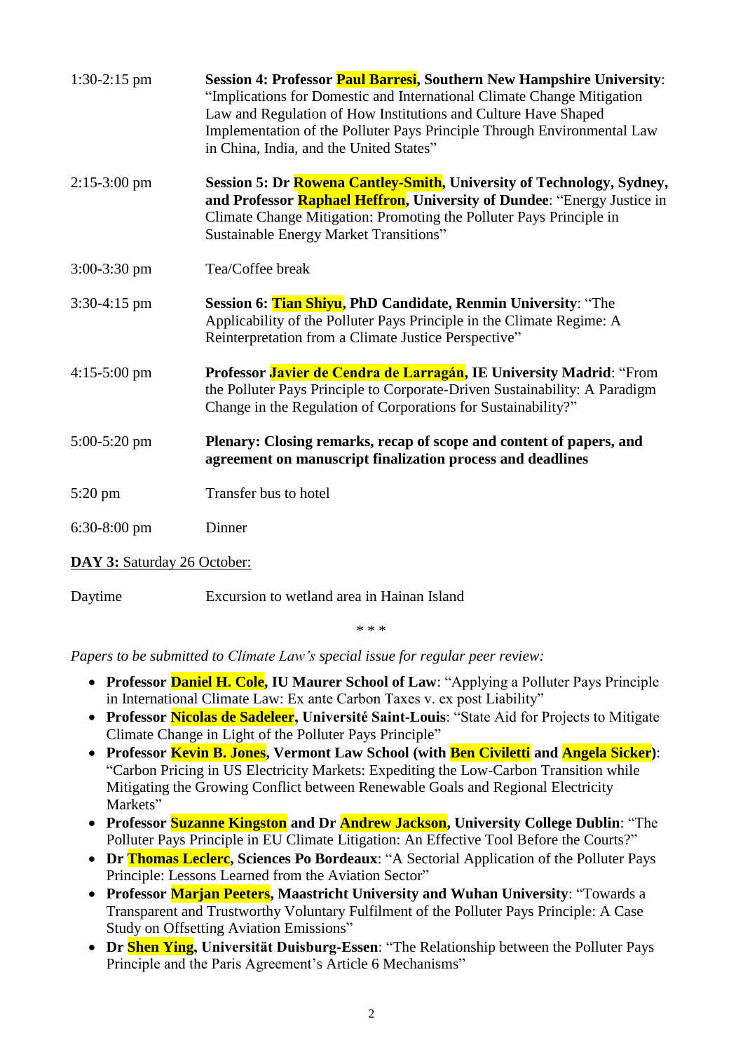| | |
|---|---|
| 1:30-2:15 pm | **Session 4: Professor Paul Barresi, Southern New Hampshire University**: "Implications for Domestic and International Climate Change Mitigation Law and Regulation of How Institutions and Culture Have Shaped Implementation of the Polluter Pays Principle Through Environmental Law in China, India, and the United States" |
| 2:15-3:00 pm | **Session 5: Dr Rowena Cantley-Smith, University of Technology, Sydney, and Professor Raphael Heffron, University of Dundee**: "Energy Justice in Climate Change Mitigation: Promoting the Polluter Pays Principle in Sustainable Energy Market Transitions" |
| 3:00-3:30 pm | Tea/Coffee break |
| 3:30-4:15 pm | **Session 6: Tian Shiyu, PhD Candidate, Renmin University**: "The Applicability of the Polluter Pays Principle in the Climate Regime: A Reinterpretation from a Climate Justice Perspective" |
| 4:15-5:00 pm | **Professor Javier de Cendra de Larragán, IE University Madrid**: "From the Polluter Pays Principle to Corporate-Driven Sustainability: A Paradigm Change in the Regulation of Corporations for Sustainability?" |
| 5:00-5:20 pm | **Plenary: Closing remarks, recap of scope and content of papers, and agreement on manuscript finalization process and deadlines** |
| 5:20 pm | Transfer bus to hotel |
| 6:30-8:00 pm | Dinner |

**DAY 3:** Saturday 26 October:

| | |
|---|---|
| Daytime | Excursion to wetland area in Hainan Island |

\* \* \*

*Papers to be submitted to Climate Law's special issue for regular peer review:*

- **Professor Daniel H. Cole, IU Maurer School of Law**: "Applying a Polluter Pays Principle in International Climate Law: Ex ante Carbon Taxes v. ex post Liability"
- **Professor Nicolas de Sadeleer, Université Saint-Louis**: "State Aid for Projects to Mitigate Climate Change in Light of the Polluter Pays Principle"
- **Professor Kevin B. Jones, Vermont Law School (with Ben Civiletti and Angela Sicker)**: "Carbon Pricing in US Electricity Markets: Expediting the Low-Carbon Transition while Mitigating the Growing Conflict between Renewable Goals and Regional Electricity Markets"
- **Professor Suzanne Kingston and Dr Andrew Jackson, University College Dublin**: "The Polluter Pays Principle in EU Climate Litigation: An Effective Tool Before the Courts?"
- **Dr Thomas Leclerc, Sciences Po Bordeaux**: "A Sectorial Application of the Polluter Pays Principle: Lessons Learned from the Aviation Sector"
- **Professor Marjan Peeters, Maastricht University and Wuhan University**: "Towards a Transparent and Trustworthy Voluntary Fulfilment of the Polluter Pays Principle: A Case Study on Offsetting Aviation Emissions"
- **Dr Shen Ying, Universität Duisburg-Essen**: "The Relationship between the Polluter Pays Principle and the Paris Agreement's Article 6 Mechanisms"